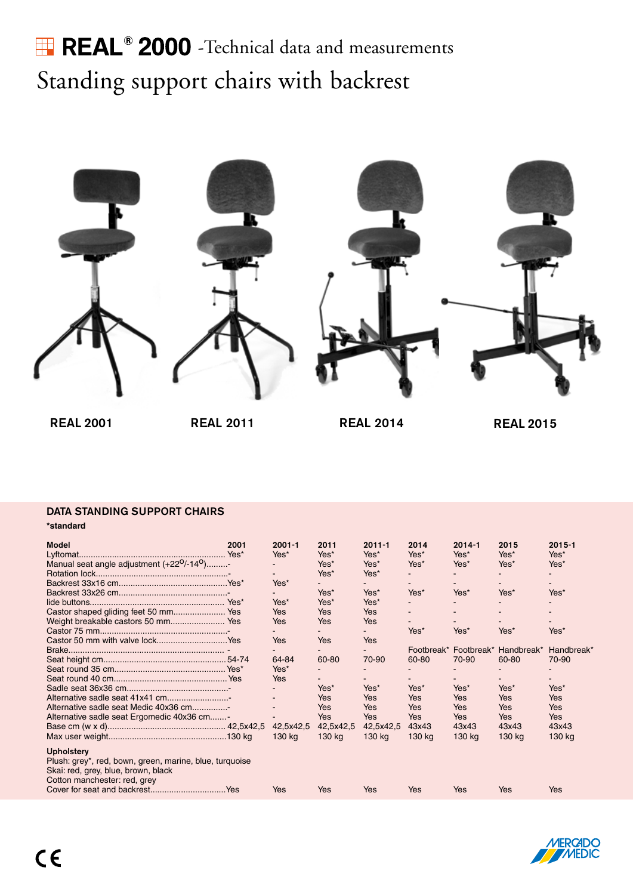# REAL® 2000 -Technical data and measurements

## Standing support chairs with backrest

REAL 2001 REAL 2011 REAL 2014 REAL 2015

### DATA STANDING SUPPORT CHAIRS

**\*standard**

| Model | 2001 | 2001-1 | 2011 | 2011-1 | 2014 | 2014-1 | 2015 | 2015-1 |
|---|---|---|---|---|---|---|---|---|
| Lyftomat | Yes* | Yes* | Yes* | Yes* | Yes* | Yes* | Yes* | Yes* |
| Manual seat angle adjustment (+22°/-14°) | - | - | Yes* | Yes* | Yes* | Yes* | Yes* | Yes* |
| Rotation lock | - | - | Yes* | Yes* | - | - | - | - |
| Backrest 33x16 cm | Yes* | Yes* | - | - | - | - | - | - |
| Backrest 33x26 cm | - | - | Yes* | Yes* | Yes* | Yes* | Yes* | Yes* |
| lide buttons | Yes* | Yes* | Yes* | Yes* | - | - | - | - |
| Castor shaped gliding feet 50 mm | Yes | Yes | Yes | Yes | - | - | - | - |
| Weight breakable castors 50 mm | Yes | Yes | Yes | Yes | - | - | - | - |
| Castor 75 mm | - | - | - | - | Yes* | Yes* | Yes* | Yes* |
| Castor 50 mm with valve lock | Yes | Yes | Yes | Yes | | | | |
| Brake | - | - | - | - | Footbreak* | Footbreak* | Handbreak* | Handbreak* |
| Seat height cm | 54-74 | 64-84 | 60-80 | 70-90 | 60-80 | 70-90 | 60-80 | 70-90 |
| Seat round 35 cm | Yes* | Yes* | - | - | - | - | - | - |
| Seat round 40 cm | Yes | Yes | - | - | - | - | - | - |
| Sadle seat 36x36 cm | - | - | Yes* | Yes* | Yes* | Yes* | Yes* | Yes* |
| Alternative sadle seat 41x41 cm | - | - | Yes | Yes | Yes | Yes | Yes | Yes |
| Alternative sadle seat Medic 40x36 cm | - | - | Yes | Yes | Yes | Yes | Yes | Yes |
| Alternative sadle seat Ergomedic 40x36 cm | - | - | Yes | Yes | Yes | Yes | Yes | Yes |
| Base cm (w x d) | 42,5x42,5 | 42,5x42,5 | 42,5x42,5 | 42,5x42,5 | 43x43 | 43x43 | 43x43 | 43x43 |
| Max user weight | 130 kg | 130 kg | 130 kg | 130 kg | 130 kg | 130 kg | 130 kg | 130 kg |
| **Upholstery** | | | | | | | | |
| Plush: grey*, red, bown, green, marine, blue, turquoise | | | | | | | | |
| Skai: red, grey, blue, brown, black | | | | | | | | |
| Cotton manchester: red, grey | | | | | | | | |
| Cover for seat and backrest | Yes | Yes | Yes | Yes | Yes | Yes | Yes | Yes |

CE

MERCADO MEDIC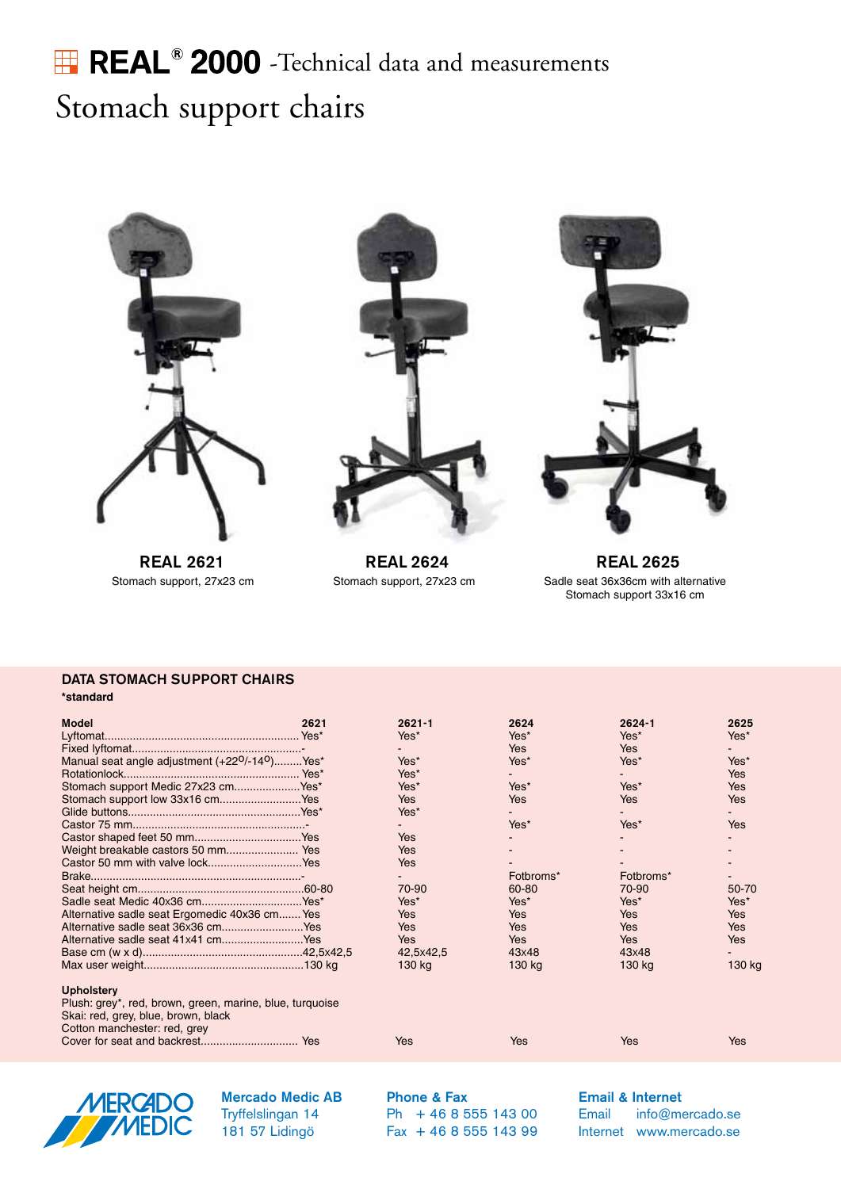# REAL® 2000 -Technical data and measurements

## Stomach support chairs

**REAL 2621**
Stomach support, 27x23 cm

**REAL 2624**
Stomach support, 27x23 cm

**REAL 2625**
Sadle seat 36x36cm with alternative Stomach support 33x16 cm

### DATA STOMACH SUPPORT CHAIRS

***standard**

| Model | 2621 | 2621-1 | 2624 | 2624-1 | 2625 |
|---|---|---|---|---|---|
| Lyftomat | Yes* | Yes* | Yes* | Yes* | Yes* |
| Fixed lyftomat | - | - | Yes | Yes | - |
| Manual seat angle adjustment (+22º/-14º) | Yes* | Yes* | Yes* | Yes* | Yes* |
| Rotationlock | Yes* | Yes* | - | - | Yes |
| Stomach support Medic 27x23 cm | Yes* | Yes* | Yes* | Yes* | Yes |
| Stomach support low 33x16 cm | Yes | Yes | Yes | Yes | Yes |
| Glide buttons | Yes* | Yes* | - | - | - |
| Castor 75 mm | - | - | Yes* | Yes* | Yes |
| Castor shaped feet 50 mm | Yes | Yes | - | - | - |
| Weight breakable castors 50 mm | Yes | Yes | - | - | - |
| Castor 50 mm with valve lock | Yes | Yes | - | - | - |
| Brake | - | - | Fotbroms* | Fotbroms* | - |
| Seat height cm | 60-80 | 70-90 | 60-80 | 70-90 | 50-70 |
| Sadle seat Medic 40x36 cm | Yes* | Yes* | Yes* | Yes* | Yes* |
| Alternative sadle seat Ergomedic 40x36 cm | Yes | Yes | Yes | Yes | Yes |
| Alternative sadle seat 36x36 cm | Yes | Yes | Yes | Yes | Yes |
| Alternative sadle seat 41x41 cm | Yes | Yes | Yes | Yes | Yes |
| Base cm (w x d) | 42,5x42,5 | 42,5x42,5 | 43x48 | 43x48 | - |
| Max user weight | 130 kg | 130 kg | 130 kg | 130 kg | 130 kg |

**Upholstery**
Plush: grey*, red, brown, green, marine, blue, turquoise
Skai: red, grey, blue, brown, black
Cotton manchester: red, grey

| | 2621 | 2621-1 | 2624 | 2624-1 | 2625 |
|---|---|---|---|---|---|
| Cover for seat and backrest | Yes | Yes | Yes | Yes | Yes |

**Mercado Medic AB**
Tryffelslingan 14
181 57 Lidingö

**Phone & Fax**
Ph + 46 8 555 143 00
Fax + 46 8 555 143 99

**Email & Internet**
Email info@mercado.se
Internet www.mercado.se